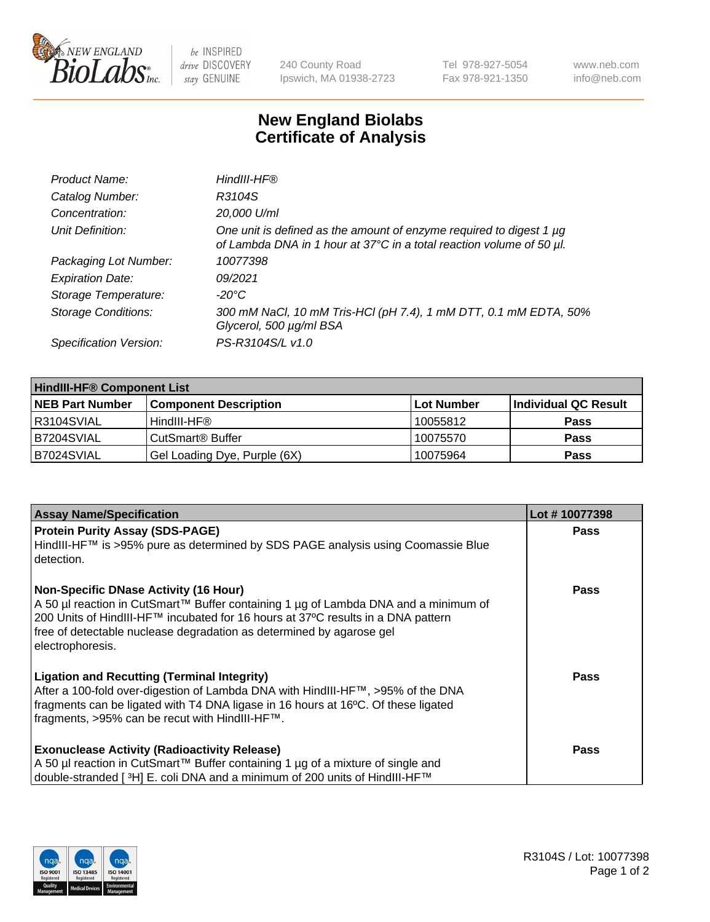# New England Biolabs Certificate of Analysis

| | |
|---|---|
| *Product Name:* | *HindIII-HF®* |
| *Catalog Number:* | *R3104S* |
| *Concentration:* | *20,000 U/ml* |
| *Unit Definition:* | *One unit is defined as the amount of enzyme required to digest 1 µg of Lambda DNA in 1 hour at 37°C in a total reaction volume of 50 µl.* |
| *Packaging Lot Number:* | *10077398* |
| *Expiration Date:* | *09/2021* |
| *Storage Temperature:* | *-20°C* |
| *Storage Conditions:* | *300 mM NaCl, 10 mM Tris-HCl (pH 7.4), 1 mM DTT, 0.1 mM EDTA, 50% Glycerol, 500 µg/ml BSA* |
| *Specification Version:* | *PS-R3104S/L v1.0* |

| HindIII-HF® Component List | | | |
|---|---|---|---|
| **NEB Part Number** | **Component Description** | **Lot Number** | **Individual QC Result** |
| R3104SVIAL | HindIII-HF® | 10055812 | **Pass** |
| B7204SVIAL | CutSmart® Buffer | 10075570 | **Pass** |
| B7024SVIAL | Gel Loading Dye, Purple (6X) | 10075964 | **Pass** |

| Assay Name/Specification | Lot # 10077398 |
|---|---|
| **Protein Purity Assay (SDS-PAGE)**<br>HindIII-HF™ is >95% pure as determined by SDS PAGE analysis using Coomassie Blue detection. | **Pass** |
| **Non-Specific DNase Activity (16 Hour)**<br>A 50 µl reaction in CutSmart™ Buffer containing 1 µg of Lambda DNA and a minimum of 200 Units of HindIII-HF™ incubated for 16 hours at 37ºC results in a DNA pattern free of detectable nuclease degradation as determined by agarose gel electrophoresis. | **Pass** |
| **Ligation and Recutting (Terminal Integrity)**<br>After a 100-fold over-digestion of Lambda DNA with HindIII-HF™, >95% of the DNA fragments can be ligated with T4 DNA ligase in 16 hours at 16ºC. Of these ligated fragments, >95% can be recut with HindIII-HF™. | **Pass** |
| **Exonuclease Activity (Radioactivity Release)**<br>A 50 µl reaction in CutSmart™ Buffer containing 1 µg of a mixture of single and double-stranded [ $^3$H] E. coli DNA and a minimum of 200 units of HindIII-HF™ | **Pass** |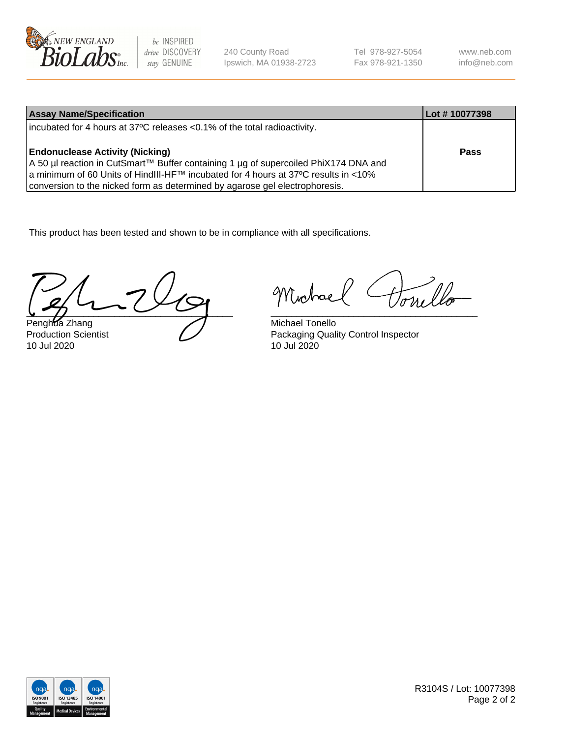| Assay Name/Specification | Lot # 10077398 |
|---|---|
| incubated for 4 hours at 37ºC releases <0.1% of the total radioactivity. | |
| **Endonuclease Activity (Nicking)**<br>A 50 µl reaction in CutSmart™ Buffer containing 1 µg of supercoiled PhiX174 DNA and a minimum of 60 Units of HindIII-HF™ incubated for 4 hours at 37ºC results in <10% conversion to the nicked form as determined by agarose gel electrophoresis. | **Pass** |

This product has been tested and shown to be in compliance with all specifications.

Penghua Zhang
Production Scientist
10 Jul 2020

Michael Tonello
Packaging Quality Control Inspector
10 Jul 2020

R3104S / Lot: 10077398